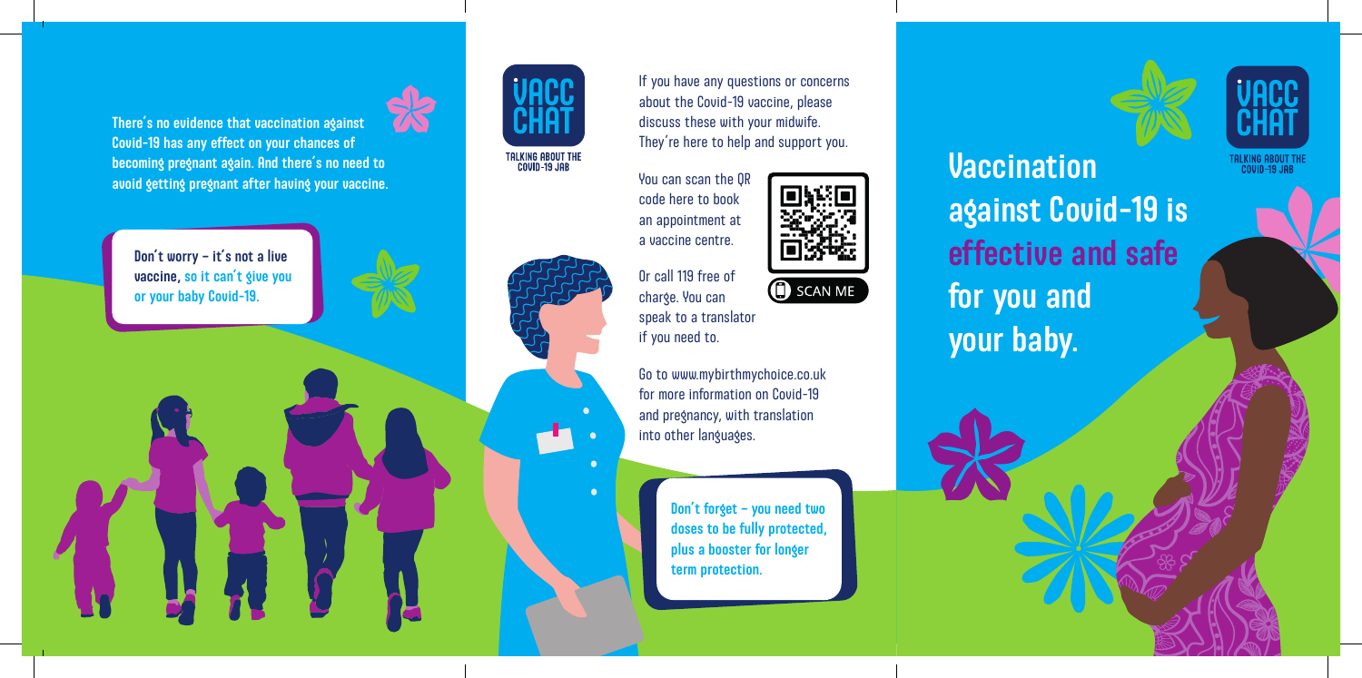There's no evidence that vaccination against Covid-19 has any effect on your chances of becoming pregnant again. And there's no need to avoid getting pregnant after having your vaccine.

**Don't worry – it's not a live vaccine, so it can't give you or your baby Covid-19.**

VACC CHAT

TALKING ABOUT THE COVID-19 JAB

If you have any questions or concerns about the Covid-19 vaccine, please discuss these with your midwife. They're here to help and support you.

You can scan the QR code here to book an appointment at a vaccine centre.

SCAN ME

Or call 119 free of charge. You can speak to a translator if you need to.

Go to www.mybirthmychoice.co.uk for more information on Covid-19 and pregnancy, with translation into other languages.

**Don't forget – you need two doses to be fully protected, plus a booster for longer term protection.**

VACC CHAT

TALKING ABOUT THE COVID-19 JAB

# Vaccination against Covid-19 is effective and safe for you and your baby.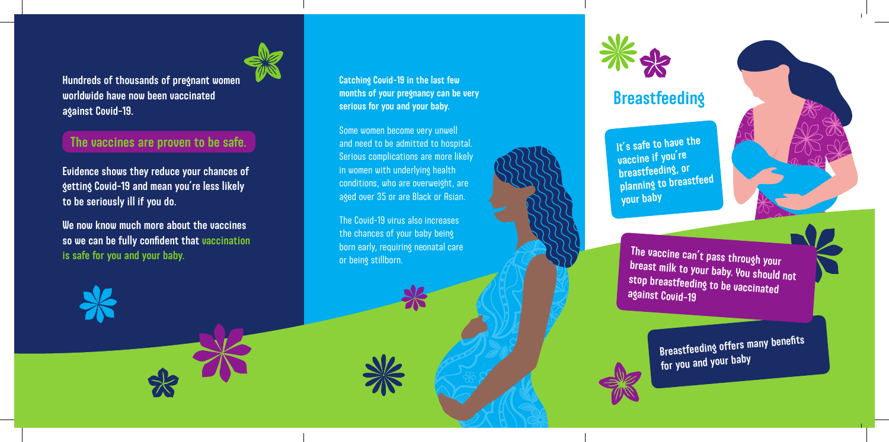**Hundreds of thousands of pregnant women worldwide have now been vaccinated against Covid-19.**

## The vaccines are proven to be safe.

**Evidence shows they reduce your chances of getting Covid-19 and mean you're less likely to be seriously ill if you do.**

**We now know much more about the vaccines so we can be fully confident that vaccination is safe for you and your baby.**

**Catching Covid-19 in the last few months of your pregnancy can be very serious for you and your baby.**

Some women become very unwell and need to be admitted to hospital. Serious complications are more likely in women with underlying health conditions, who are overweight, are aged over 35 or are Black or Asian.

The Covid-19 virus also increases the chances of your baby being born early, requiring neonatal care or being stillborn.

## Breastfeeding

**It's safe to have the vaccine if you're breastfeeding, or planning to breastfeed your baby**

**The vaccine can't pass through your breast milk to your baby. You should not stop breastfeeding to be vaccinated against Covid-19**

**Breastfeeding offers many benefits for you and your baby**